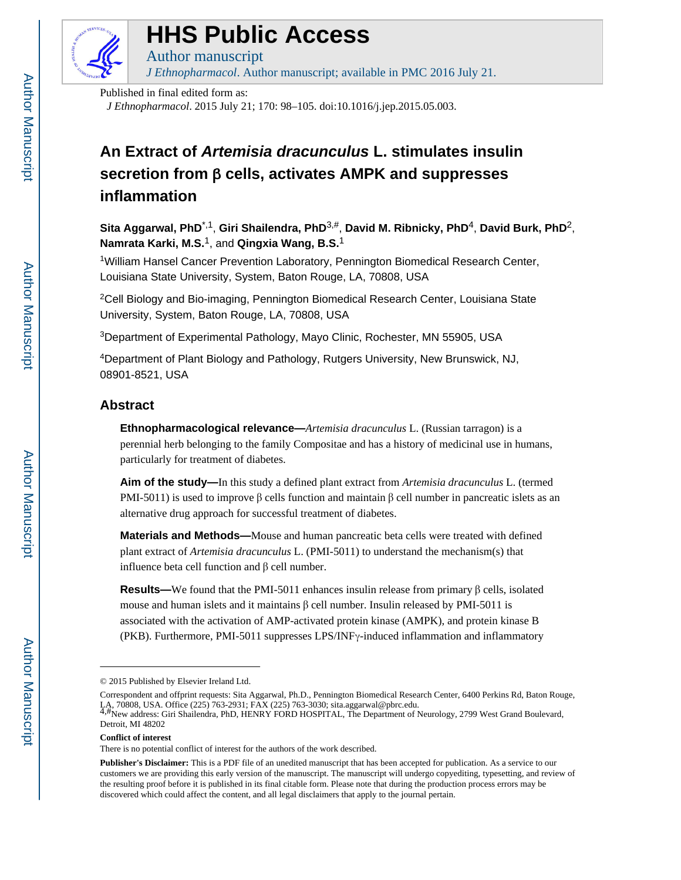# HHS Public Access

Author manuscript

*J Ethnopharmacol*. Author manuscript; available in PMC 2016 July 21.

Published in final edited form as:

*J Ethnopharmacol*. 2015 July 21; 170: 98–105. doi:10.1016/j.jep.2015.05.003.

# An Extract of *Artemisia dracunculus* L. stimulates insulin secretion from β cells, activates AMPK and suppresses inflammation

**Sita Aggarwal, PhD**[*,1], **Giri Shailendra, PhD**[3,#], **David M. Ribnicky, PhD**[4], **David Burk, PhD**[2], **Namrata Karki, M.S.**[1], and **Qingxia Wang, B.S.**[1]

[1]William Hansel Cancer Prevention Laboratory, Pennington Biomedical Research Center, Louisiana State University, System, Baton Rouge, LA, 70808, USA

[2]Cell Biology and Bio-imaging, Pennington Biomedical Research Center, Louisiana State University, System, Baton Rouge, LA, 70808, USA

[3]Department of Experimental Pathology, Mayo Clinic, Rochester, MN 55905, USA

[4]Department of Plant Biology and Pathology, Rutgers University, New Brunswick, NJ, 08901-8521, USA

## Abstract

**Ethnopharmacological relevance—***Artemisia dracunculus* L. (Russian tarragon) is a perennial herb belonging to the family Compositae and has a history of medicinal use in humans, particularly for treatment of diabetes.

**Aim of the study—**In this study a defined plant extract from *Artemisia dracunculus* L. (termed PMI-5011) is used to improve β cells function and maintain β cell number in pancreatic islets as an alternative drug approach for successful treatment of diabetes.

**Materials and Methods—**Mouse and human pancreatic beta cells were treated with defined plant extract of *Artemisia dracunculus* L. (PMI-5011) to understand the mechanism(s) that influence beta cell function and β cell number.

**Results—**We found that the PMI-5011 enhances insulin release from primary β cells, isolated mouse and human islets and it maintains β cell number. Insulin released by PMI-5011 is associated with the activation of AMP-activated protein kinase (AMPK), and protein kinase B (PKB). Furthermore, PMI-5011 suppresses LPS/INFγ-induced inflammation and inflammatory

---

© 2015 Published by Elsevier Ireland Ltd.

Correspondent and offprint requests: Sita Aggarwal, Ph.D., Pennington Biomedical Research Center, 6400 Perkins Rd, Baton Rouge, LA, 70808, USA. Office (225) 763-2931; FAX (225) 763-3030; sita.aggarwal@pbrc.edu.

[4,#]New address: Giri Shailendra, PhD, HENRY FORD HOSPITAL, The Department of Neurology, 2799 West Grand Boulevard, Detroit, MI 48202

**Conflict of interest**

There is no potential conflict of interest for the authors of the work described.

**Publisher's Disclaimer:** This is a PDF file of an unedited manuscript that has been accepted for publication. As a service to our customers we are providing this early version of the manuscript. The manuscript will undergo copyediting, typesetting, and review of the resulting proof before it is published in its final citable form. Please note that during the production process errors may be discovered which could affect the content, and all legal disclaimers that apply to the journal pertain.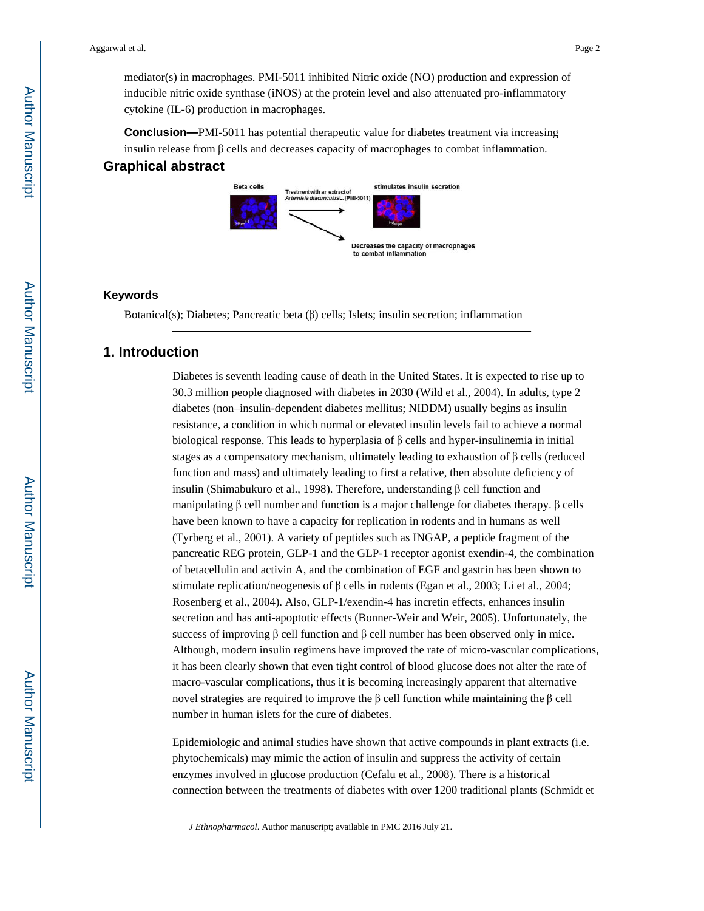mediator(s) in macrophages. PMI-5011 inhibited Nitric oxide (NO) production and expression of inducible nitric oxide synthase (iNOS) at the protein level and also attenuated pro-inflammatory cytokine (IL-6) production in macrophages.

**Conclusion—**PMI-5011 has potential therapeutic value for diabetes treatment via increasing insulin release from β cells and decreases capacity of macrophages to combat inflammation.

## Graphical abstract

Beta cells — Treatment with an extract of *Artemisia dracunculus* L. (PMI-5011) → stimulates insulin secretion; Decreases the capacity of macrophages to combat inflammation

### Keywords

Botanical(s); Diabetes; Pancreatic beta (β) cells; Islets; insulin secretion; inflammation

## 1. Introduction

Diabetes is seventh leading cause of death in the United States. It is expected to rise up to 30.3 million people diagnosed with diabetes in 2030 (Wild et al., 2004). In adults, type 2 diabetes (non–insulin-dependent diabetes mellitus; NIDDM) usually begins as insulin resistance, a condition in which normal or elevated insulin levels fail to achieve a normal biological response. This leads to hyperplasia of β cells and hyper-insulinemia in initial stages as a compensatory mechanism, ultimately leading to exhaustion of β cells (reduced function and mass) and ultimately leading to first a relative, then absolute deficiency of insulin (Shimabukuro et al., 1998). Therefore, understanding β cell function and manipulating β cell number and function is a major challenge for diabetes therapy. β cells have been known to have a capacity for replication in rodents and in humans as well (Tyrberg et al., 2001). A variety of peptides such as INGAP, a peptide fragment of the pancreatic REG protein, GLP-1 and the GLP-1 receptor agonist exendin-4, the combination of betacellulin and activin A, and the combination of EGF and gastrin has been shown to stimulate replication/neogenesis of β cells in rodents (Egan et al., 2003; Li et al., 2004; Rosenberg et al., 2004). Also, GLP-1/exendin-4 has incretin effects, enhances insulin secretion and has anti-apoptotic effects (Bonner-Weir and Weir, 2005). Unfortunately, the success of improving β cell function and β cell number has been observed only in mice. Although, modern insulin regimens have improved the rate of micro-vascular complications, it has been clearly shown that even tight control of blood glucose does not alter the rate of macro-vascular complications, thus it is becoming increasingly apparent that alternative novel strategies are required to improve the β cell function while maintaining the β cell number in human islets for the cure of diabetes.

Epidemiologic and animal studies have shown that active compounds in plant extracts (i.e. phytochemicals) may mimic the action of insulin and suppress the activity of certain enzymes involved in glucose production (Cefalu et al., 2008). There is a historical connection between the treatments of diabetes with over 1200 traditional plants (Schmidt et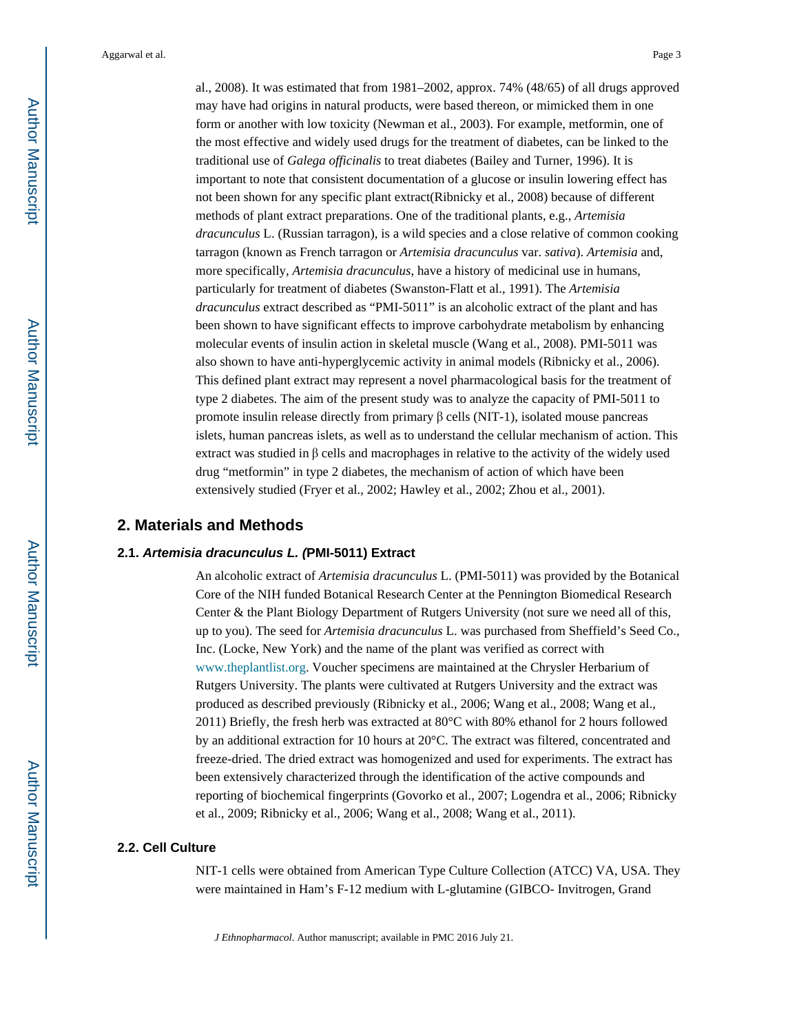al., 2008). It was estimated that from 1981–2002, approx. 74% (48/65) of all drugs approved may have had origins in natural products, were based thereon, or mimicked them in one form or another with low toxicity (Newman et al., 2003). For example, metformin, one of the most effective and widely used drugs for the treatment of diabetes, can be linked to the traditional use of *Galega officinalis* to treat diabetes (Bailey and Turner, 1996). It is important to note that consistent documentation of a glucose or insulin lowering effect has not been shown for any specific plant extract(Ribnicky et al., 2008) because of different methods of plant extract preparations. One of the traditional plants, e.g., *Artemisia dracunculus* L. (Russian tarragon), is a wild species and a close relative of common cooking tarragon (known as French tarragon or *Artemisia dracunculus* var. *sativa*). *Artemisia* and, more specifically, *Artemisia dracunculus*, have a history of medicinal use in humans, particularly for treatment of diabetes (Swanston-Flatt et al., 1991). The *Artemisia dracunculus* extract described as "PMI-5011" is an alcoholic extract of the plant and has been shown to have significant effects to improve carbohydrate metabolism by enhancing molecular events of insulin action in skeletal muscle (Wang et al., 2008). PMI-5011 was also shown to have anti-hyperglycemic activity in animal models (Ribnicky et al., 2006). This defined plant extract may represent a novel pharmacological basis for the treatment of type 2 diabetes. The aim of the present study was to analyze the capacity of PMI-5011 to promote insulin release directly from primary β cells (NIT-1), isolated mouse pancreas islets, human pancreas islets, as well as to understand the cellular mechanism of action. This extract was studied in β cells and macrophages in relative to the activity of the widely used drug "metformin" in type 2 diabetes, the mechanism of action of which have been extensively studied (Fryer et al., 2002; Hawley et al., 2002; Zhou et al., 2001).

## 2. Materials and Methods

### 2.1. *Artemisia dracunculus L. (*PMI-5011) Extract

An alcoholic extract of *Artemisia dracunculus* L. (PMI-5011) was provided by the Botanical Core of the NIH funded Botanical Research Center at the Pennington Biomedical Research Center & the Plant Biology Department of Rutgers University (not sure we need all of this, up to you). The seed for *Artemisia dracunculus* L. was purchased from Sheffield's Seed Co., Inc. (Locke, New York) and the name of the plant was verified as correct with www.theplantlist.org. Voucher specimens are maintained at the Chrysler Herbarium of Rutgers University. The plants were cultivated at Rutgers University and the extract was produced as described previously (Ribnicky et al., 2006; Wang et al., 2008; Wang et al., 2011) Briefly, the fresh herb was extracted at 80°C with 80% ethanol for 2 hours followed by an additional extraction for 10 hours at 20°C. The extract was filtered, concentrated and freeze-dried. The dried extract was homogenized and used for experiments. The extract has been extensively characterized through the identification of the active compounds and reporting of biochemical fingerprints (Govorko et al., 2007; Logendra et al., 2006; Ribnicky et al., 2009; Ribnicky et al., 2006; Wang et al., 2008; Wang et al., 2011).

### 2.2. Cell Culture

NIT-1 cells were obtained from American Type Culture Collection (ATCC) VA, USA. They were maintained in Ham's F-12 medium with L-glutamine (GIBCO- Invitrogen, Grand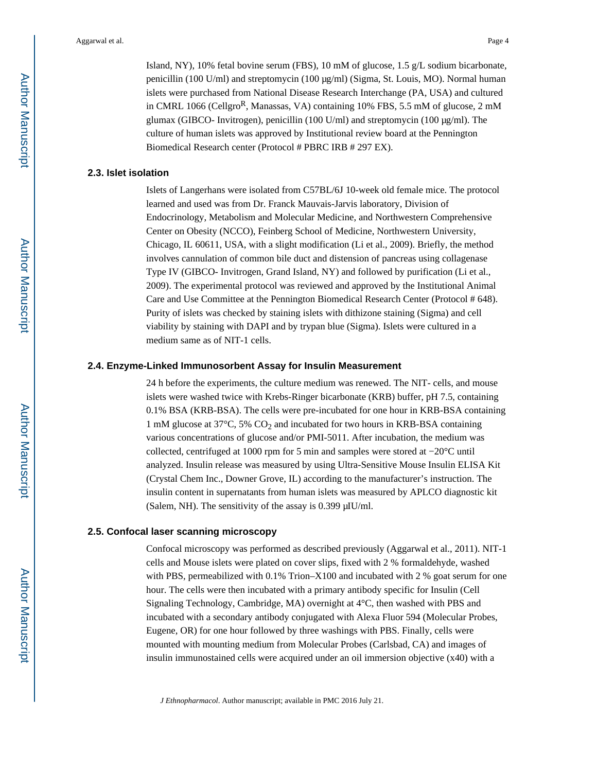Island, NY), 10% fetal bovine serum (FBS), 10 mM of glucose, 1.5 g/L sodium bicarbonate, penicillin (100 U/ml) and streptomycin (100 μg/ml) (Sigma, St. Louis, MO). Normal human islets were purchased from National Disease Research Interchange (PA, USA) and cultured in CMRL 1066 (Cellgro$^R$, Manassas, VA) containing 10% FBS, 5.5 mM of glucose, 2 mM glumax (GIBCO- Invitrogen), penicillin (100 U/ml) and streptomycin (100 μg/ml). The culture of human islets was approved by Institutional review board at the Pennington Biomedical Research center (Protocol # PBRC IRB # 297 EX).

### 2.3. Islet isolation

Islets of Langerhans were isolated from C57BL/6J 10-week old female mice. The protocol learned and used was from Dr. Franck Mauvais-Jarvis laboratory, Division of Endocrinology, Metabolism and Molecular Medicine, and Northwestern Comprehensive Center on Obesity (NCCO), Feinberg School of Medicine, Northwestern University, Chicago, IL 60611, USA, with a slight modification (Li et al., 2009). Briefly, the method involves cannulation of common bile duct and distension of pancreas using collagenase Type IV (GIBCO- Invitrogen, Grand Island, NY) and followed by purification (Li et al., 2009). The experimental protocol was reviewed and approved by the Institutional Animal Care and Use Committee at the Pennington Biomedical Research Center (Protocol # 648). Purity of islets was checked by staining islets with dithizone staining (Sigma) and cell viability by staining with DAPI and by trypan blue (Sigma). Islets were cultured in a medium same as of NIT-1 cells.

### 2.4. Enzyme-Linked Immunosorbent Assay for Insulin Measurement

24 h before the experiments, the culture medium was renewed. The NIT- cells, and mouse islets were washed twice with Krebs-Ringer bicarbonate (KRB) buffer, pH 7.5, containing 0.1% BSA (KRB-BSA). The cells were pre-incubated for one hour in KRB-BSA containing 1 mM glucose at 37°C, 5% $CO_2$ and incubated for two hours in KRB-BSA containing various concentrations of glucose and/or PMI-5011. After incubation, the medium was collected, centrifuged at 1000 rpm for 5 min and samples were stored at −20°C until analyzed. Insulin release was measured by using Ultra-Sensitive Mouse Insulin ELISA Kit (Crystal Chem Inc., Downer Grove, IL) according to the manufacturer's instruction. The insulin content in supernatants from human islets was measured by APLCO diagnostic kit (Salem, NH). The sensitivity of the assay is 0.399 μIU/ml.

### 2.5. Confocal laser scanning microscopy

Confocal microscopy was performed as described previously (Aggarwal et al., 2011). NIT-1 cells and Mouse islets were plated on cover slips, fixed with 2 % formaldehyde, washed with PBS, permeabilized with 0.1% Trion–X100 and incubated with 2 % goat serum for one hour. The cells were then incubated with a primary antibody specific for Insulin (Cell Signaling Technology, Cambridge, MA) overnight at 4°C, then washed with PBS and incubated with a secondary antibody conjugated with Alexa Fluor 594 (Molecular Probes, Eugene, OR) for one hour followed by three washings with PBS. Finally, cells were mounted with mounting medium from Molecular Probes (Carlsbad, CA) and images of insulin immunostained cells were acquired under an oil immersion objective (x40) with a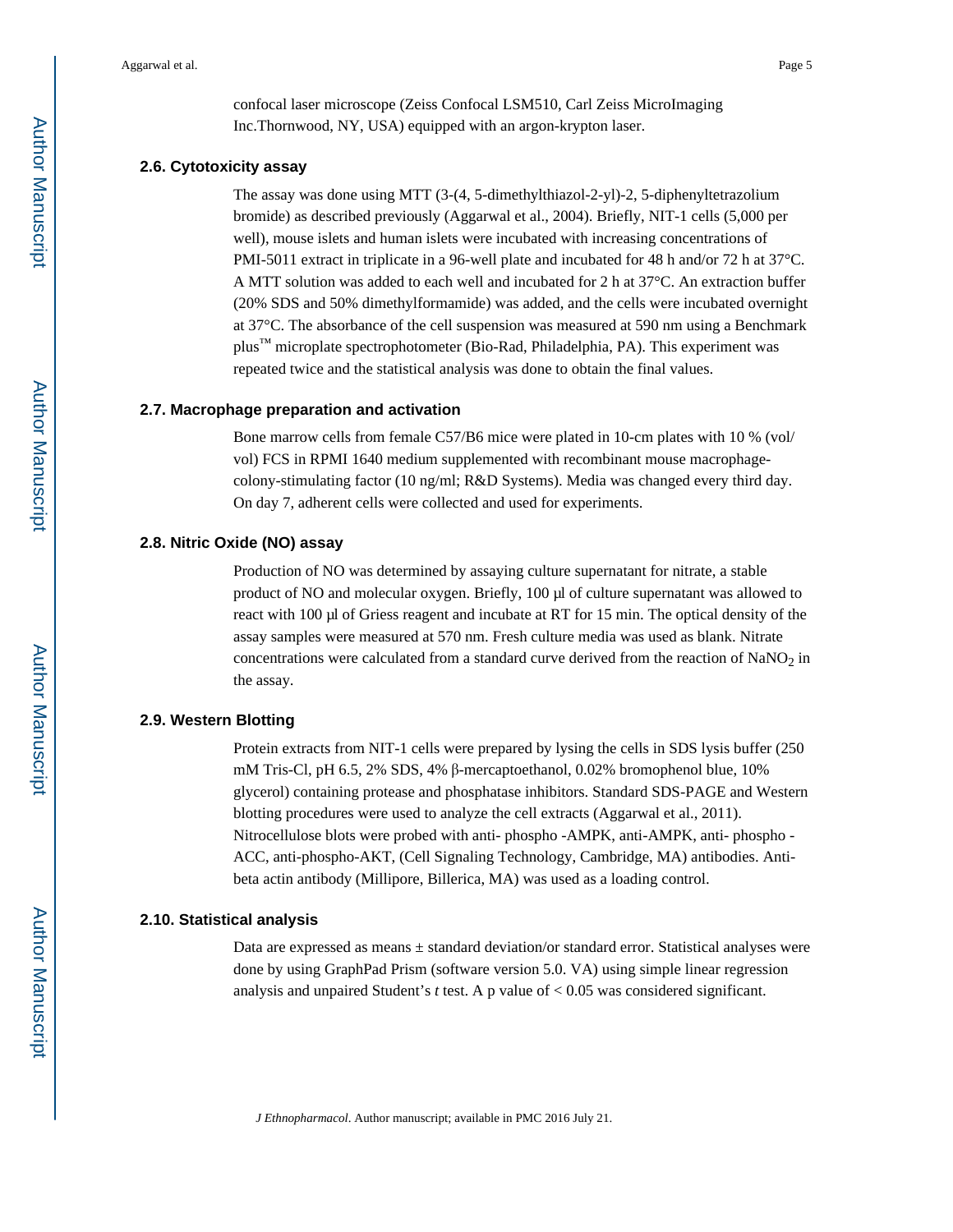confocal laser microscope (Zeiss Confocal LSM510, Carl Zeiss MicroImaging Inc.Thornwood, NY, USA) equipped with an argon-krypton laser.

### 2.6. Cytotoxicity assay

The assay was done using MTT (3-(4, 5-dimethylthiazol-2-yl)-2, 5-diphenyltetrazolium bromide) as described previously (Aggarwal et al., 2004). Briefly, NIT-1 cells (5,000 per well), mouse islets and human islets were incubated with increasing concentrations of PMI-5011 extract in triplicate in a 96-well plate and incubated for 48 h and/or 72 h at 37°C. A MTT solution was added to each well and incubated for 2 h at 37°C. An extraction buffer (20% SDS and 50% dimethylformamide) was added, and the cells were incubated overnight at 37°C. The absorbance of the cell suspension was measured at 590 nm using a Benchmark plus™ microplate spectrophotometer (Bio-Rad, Philadelphia, PA). This experiment was repeated twice and the statistical analysis was done to obtain the final values.

### 2.7. Macrophage preparation and activation

Bone marrow cells from female C57/B6 mice were plated in 10-cm plates with 10 % (vol/vol) FCS in RPMI 1640 medium supplemented with recombinant mouse macrophage-colony-stimulating factor (10 ng/ml; R&D Systems). Media was changed every third day. On day 7, adherent cells were collected and used for experiments.

### 2.8. Nitric Oxide (NO) assay

Production of NO was determined by assaying culture supernatant for nitrate, a stable product of NO and molecular oxygen. Briefly, 100 µl of culture supernatant was allowed to react with 100 µl of Griess reagent and incubate at RT for 15 min. The optical density of the assay samples were measured at 570 nm. Fresh culture media was used as blank. Nitrate concentrations were calculated from a standard curve derived from the reaction of $NaNO_2$ in the assay.

### 2.9. Western Blotting

Protein extracts from NIT-1 cells were prepared by lysing the cells in SDS lysis buffer (250 mM Tris-Cl, pH 6.5, 2% SDS, 4% β-mercaptoethanol, 0.02% bromophenol blue, 10% glycerol) containing protease and phosphatase inhibitors. Standard SDS-PAGE and Western blotting procedures were used to analyze the cell extracts (Aggarwal et al., 2011). Nitrocellulose blots were probed with anti- phospho -AMPK, anti-AMPK, anti- phospho -ACC, anti-phospho-AKT, (Cell Signaling Technology, Cambridge, MA) antibodies. Anti-beta actin antibody (Millipore, Billerica, MA) was used as a loading control.

### 2.10. Statistical analysis

Data are expressed as means ± standard deviation/or standard error. Statistical analyses were done by using GraphPad Prism (software version 5.0. VA) using simple linear regression analysis and unpaired Student's *t* test. A p value of < 0.05 was considered significant.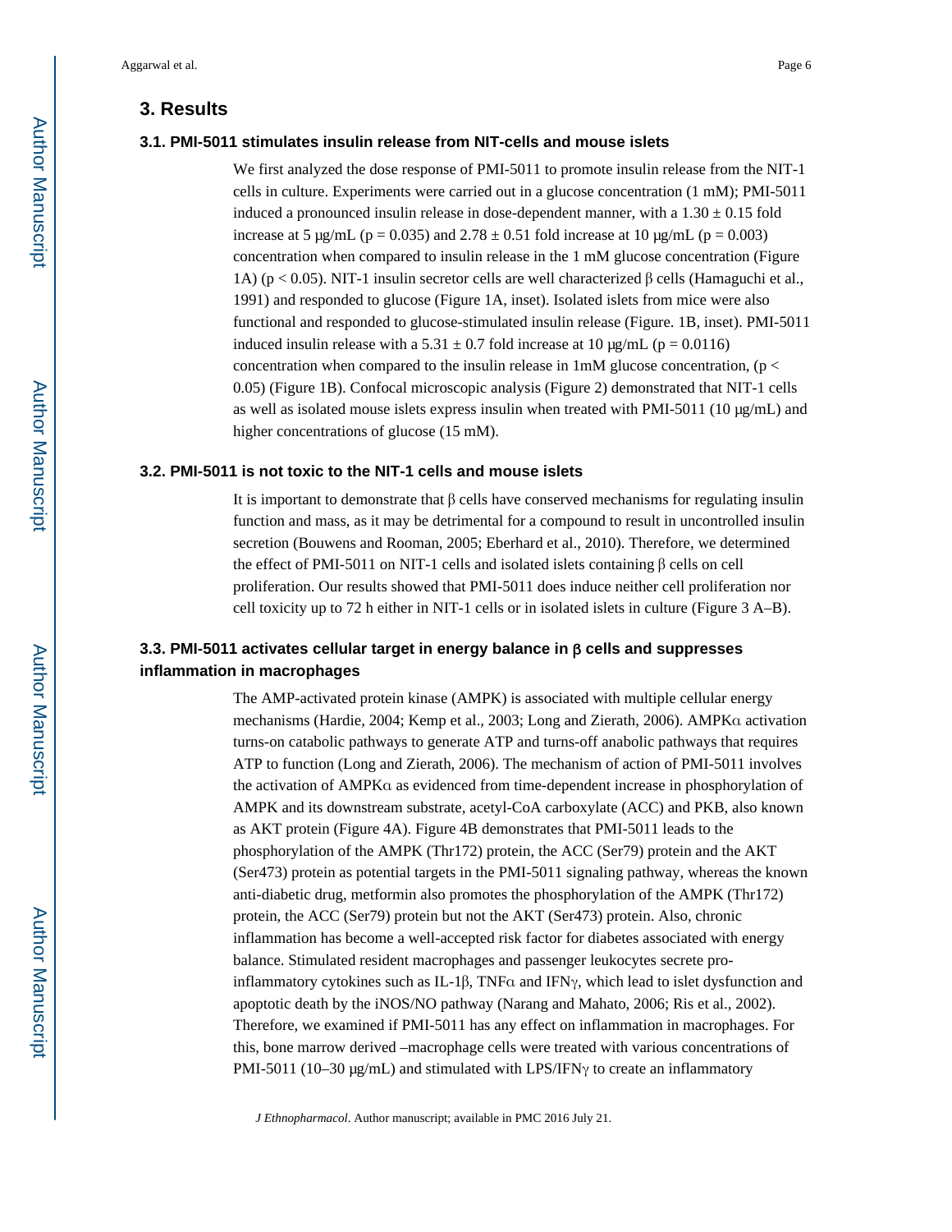## 3. Results

### 3.1. PMI-5011 stimulates insulin release from NIT-cells and mouse islets

We first analyzed the dose response of PMI-5011 to promote insulin release from the NIT-1 cells in culture. Experiments were carried out in a glucose concentration (1 mM); PMI-5011 induced a pronounced insulin release in dose-dependent manner, with a $1.30 \pm 0.15$ fold increase at 5 μg/mL ($p = 0.035$) and $2.78 \pm 0.51$ fold increase at 10 μg/mL ($p = 0.003$) concentration when compared to insulin release in the 1 mM glucose concentration (Figure 1A) ($p < 0.05$). NIT-1 insulin secretor cells are well characterized β cells (Hamaguchi et al., 1991) and responded to glucose (Figure 1A, inset). Isolated islets from mice were also functional and responded to glucose-stimulated insulin release (Figure. 1B, inset). PMI-5011 induced insulin release with a $5.31 \pm 0.7$ fold increase at 10 μg/mL ($p = 0.0116$) concentration when compared to the insulin release in 1mM glucose concentration, ($p < 0.05$) (Figure 1B). Confocal microscopic analysis (Figure 2) demonstrated that NIT-1 cells as well as isolated mouse islets express insulin when treated with PMI-5011 (10 μg/mL) and higher concentrations of glucose (15 mM).

### 3.2. PMI-5011 is not toxic to the NIT-1 cells and mouse islets

It is important to demonstrate that β cells have conserved mechanisms for regulating insulin function and mass, as it may be detrimental for a compound to result in uncontrolled insulin secretion (Bouwens and Rooman, 2005; Eberhard et al., 2010). Therefore, we determined the effect of PMI-5011 on NIT-1 cells and isolated islets containing β cells on cell proliferation. Our results showed that PMI-5011 does induce neither cell proliferation nor cell toxicity up to 72 h either in NIT-1 cells or in isolated islets in culture (Figure 3 A–B).

### 3.3. PMI-5011 activates cellular target in energy balance in β cells and suppresses inflammation in macrophages

The AMP-activated protein kinase (AMPK) is associated with multiple cellular energy mechanisms (Hardie, 2004; Kemp et al., 2003; Long and Zierath, 2006). AMPKα activation turns-on catabolic pathways to generate ATP and turns-off anabolic pathways that requires ATP to function (Long and Zierath, 2006). The mechanism of action of PMI-5011 involves the activation of AMPKα as evidenced from time-dependent increase in phosphorylation of AMPK and its downstream substrate, acetyl-CoA carboxylate (ACC) and PKB, also known as AKT protein (Figure 4A). Figure 4B demonstrates that PMI-5011 leads to the phosphorylation of the AMPK (Thr172) protein, the ACC (Ser79) protein and the AKT (Ser473) protein as potential targets in the PMI-5011 signaling pathway, whereas the known anti-diabetic drug, metformin also promotes the phosphorylation of the AMPK (Thr172) protein, the ACC (Ser79) protein but not the AKT (Ser473) protein. Also, chronic inflammation has become a well-accepted risk factor for diabetes associated with energy balance. Stimulated resident macrophages and passenger leukocytes secrete pro-inflammatory cytokines such as IL-1β, TNFα and IFNγ, which lead to islet dysfunction and apoptotic death by the iNOS/NO pathway (Narang and Mahato, 2006; Ris et al., 2002). Therefore, we examined if PMI-5011 has any effect on inflammation in macrophages. For this, bone marrow derived –macrophage cells were treated with various concentrations of PMI-5011 (10–30 μg/mL) and stimulated with LPS/IFNγ to create an inflammatory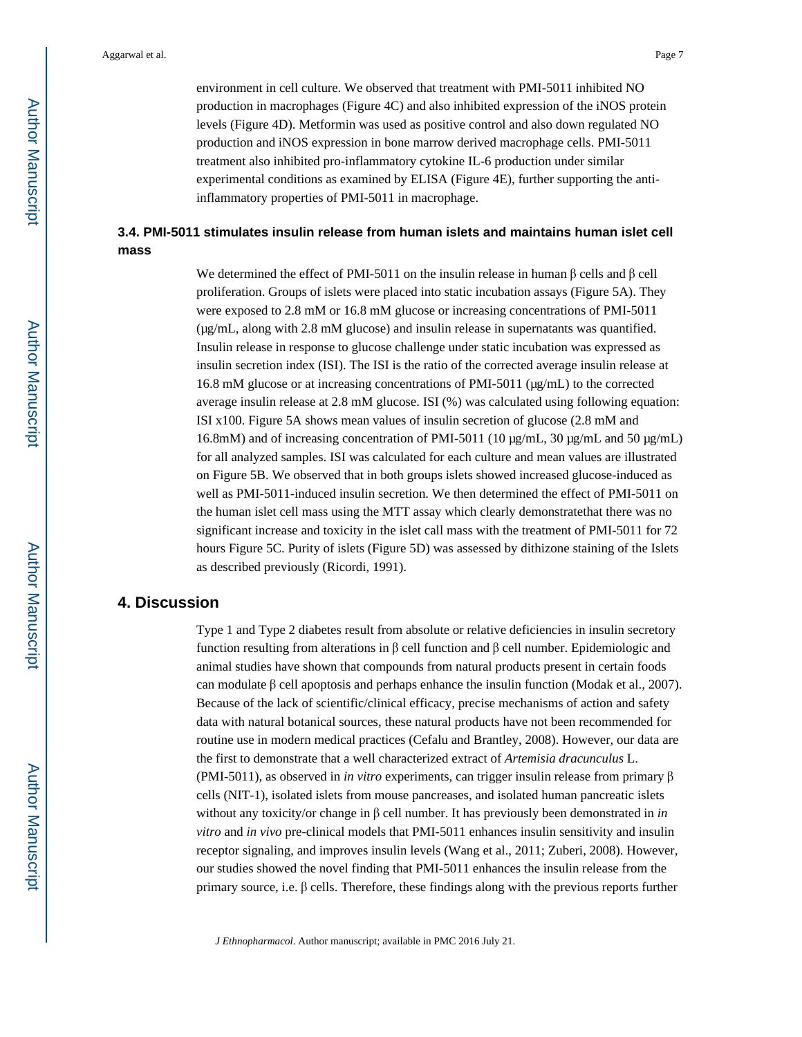environment in cell culture. We observed that treatment with PMI-5011 inhibited NO production in macrophages (Figure 4C) and also inhibited expression of the iNOS protein levels (Figure 4D). Metformin was used as positive control and also down regulated NO production and iNOS expression in bone marrow derived macrophage cells. PMI-5011 treatment also inhibited pro-inflammatory cytokine IL-6 production under similar experimental conditions as examined by ELISA (Figure 4E), further supporting the anti-inflammatory properties of PMI-5011 in macrophage.

### 3.4. PMI-5011 stimulates insulin release from human islets and maintains human islet cell mass

We determined the effect of PMI-5011 on the insulin release in human β cells and β cell proliferation. Groups of islets were placed into static incubation assays (Figure 5A). They were exposed to 2.8 mM or 16.8 mM glucose or increasing concentrations of PMI-5011 (μg/mL, along with 2.8 mM glucose) and insulin release in supernatants was quantified. Insulin release in response to glucose challenge under static incubation was expressed as insulin secretion index (ISI). The ISI is the ratio of the corrected average insulin release at 16.8 mM glucose or at increasing concentrations of PMI-5011 (μg/mL) to the corrected average insulin release at 2.8 mM glucose. ISI (%) was calculated using following equation: ISI x100. Figure 5A shows mean values of insulin secretion of glucose (2.8 mM and 16.8mM) and of increasing concentration of PMI-5011 (10 μg/mL, 30 μg/mL and 50 μg/mL) for all analyzed samples. ISI was calculated for each culture and mean values are illustrated on Figure 5B. We observed that in both groups islets showed increased glucose-induced as well as PMI-5011-induced insulin secretion. We then determined the effect of PMI-5011 on the human islet cell mass using the MTT assay which clearly demonstratethat there was no significant increase and toxicity in the islet call mass with the treatment of PMI-5011 for 72 hours Figure 5C. Purity of islets (Figure 5D) was assessed by dithizone staining of the Islets as described previously (Ricordi, 1991).

## 4. Discussion

Type 1 and Type 2 diabetes result from absolute or relative deficiencies in insulin secretory function resulting from alterations in β cell function and β cell number. Epidemiologic and animal studies have shown that compounds from natural products present in certain foods can modulate β cell apoptosis and perhaps enhance the insulin function (Modak et al., 2007). Because of the lack of scientific/clinical efficacy, precise mechanisms of action and safety data with natural botanical sources, these natural products have not been recommended for routine use in modern medical practices (Cefalu and Brantley, 2008). However, our data are the first to demonstrate that a well characterized extract of *Artemisia dracunculus* L. (PMI-5011), as observed in *in vitro* experiments, can trigger insulin release from primary β cells (NIT-1), isolated islets from mouse pancreases, and isolated human pancreatic islets without any toxicity/or change in β cell number. It has previously been demonstrated in *in vitro* and *in vivo* pre-clinical models that PMI-5011 enhances insulin sensitivity and insulin receptor signaling, and improves insulin levels (Wang et al., 2011; Zuberi, 2008). However, our studies showed the novel finding that PMI-5011 enhances the insulin release from the primary source, i.e. β cells. Therefore, these findings along with the previous reports further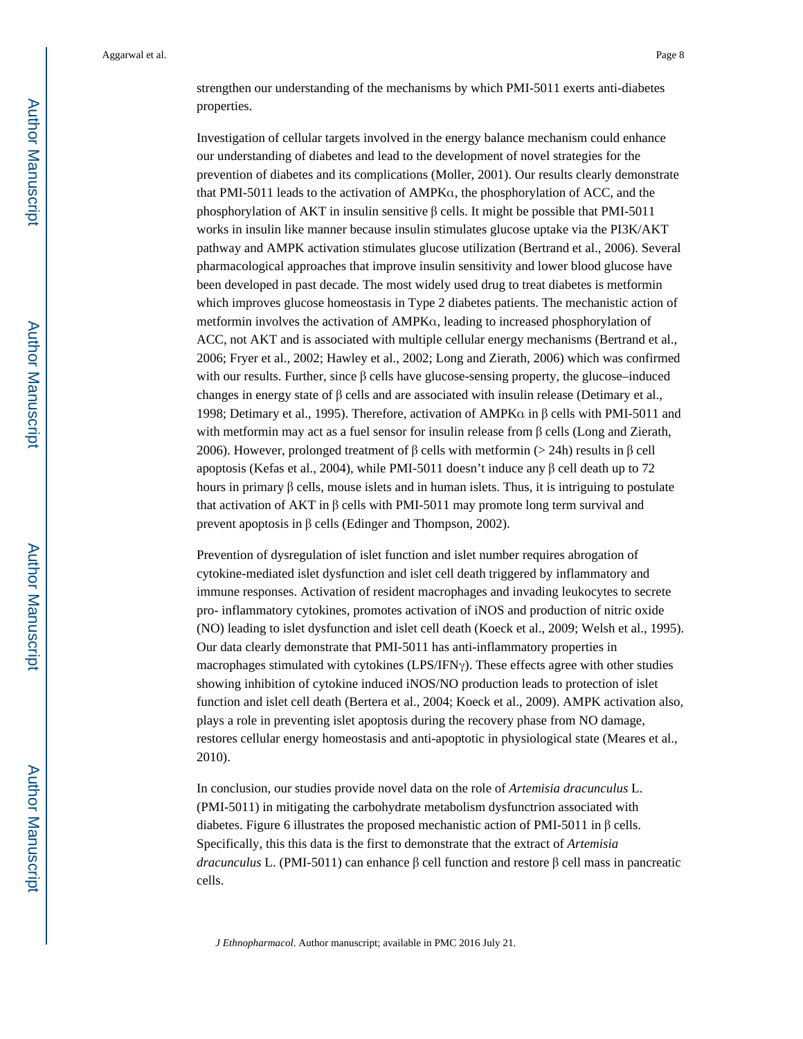strengthen our understanding of the mechanisms by which PMI-5011 exerts anti-diabetes properties.

Investigation of cellular targets involved in the energy balance mechanism could enhance our understanding of diabetes and lead to the development of novel strategies for the prevention of diabetes and its complications (Moller, 2001). Our results clearly demonstrate that PMI-5011 leads to the activation of AMPKα, the phosphorylation of ACC, and the phosphorylation of AKT in insulin sensitive β cells. It might be possible that PMI-5011 works in insulin like manner because insulin stimulates glucose uptake via the PI3K/AKT pathway and AMPK activation stimulates glucose utilization (Bertrand et al., 2006). Several pharmacological approaches that improve insulin sensitivity and lower blood glucose have been developed in past decade. The most widely used drug to treat diabetes is metformin which improves glucose homeostasis in Type 2 diabetes patients. The mechanistic action of metformin involves the activation of AMPKα, leading to increased phosphorylation of ACC, not AKT and is associated with multiple cellular energy mechanisms (Bertrand et al., 2006; Fryer et al., 2002; Hawley et al., 2002; Long and Zierath, 2006) which was confirmed with our results. Further, since β cells have glucose-sensing property, the glucose–induced changes in energy state of β cells and are associated with insulin release (Detimary et al., 1998; Detimary et al., 1995). Therefore, activation of AMPKα in β cells with PMI-5011 and with metformin may act as a fuel sensor for insulin release from β cells (Long and Zierath, 2006). However, prolonged treatment of β cells with metformin (> 24h) results in β cell apoptosis (Kefas et al., 2004), while PMI-5011 doesn't induce any β cell death up to 72 hours in primary β cells, mouse islets and in human islets. Thus, it is intriguing to postulate that activation of AKT in β cells with PMI-5011 may promote long term survival and prevent apoptosis in β cells (Edinger and Thompson, 2002).

Prevention of dysregulation of islet function and islet number requires abrogation of cytokine-mediated islet dysfunction and islet cell death triggered by inflammatory and immune responses. Activation of resident macrophages and invading leukocytes to secrete pro- inflammatory cytokines, promotes activation of iNOS and production of nitric oxide (NO) leading to islet dysfunction and islet cell death (Koeck et al., 2009; Welsh et al., 1995). Our data clearly demonstrate that PMI-5011 has anti-inflammatory properties in macrophages stimulated with cytokines (LPS/IFNγ). These effects agree with other studies showing inhibition of cytokine induced iNOS/NO production leads to protection of islet function and islet cell death (Bertera et al., 2004; Koeck et al., 2009). AMPK activation also, plays a role in preventing islet apoptosis during the recovery phase from NO damage, restores cellular energy homeostasis and anti-apoptotic in physiological state (Meares et al., 2010).

In conclusion, our studies provide novel data on the role of *Artemisia dracunculus* L. (PMI-5011) in mitigating the carbohydrate metabolism dysfunctrion associated with diabetes. Figure 6 illustrates the proposed mechanistic action of PMI-5011 in β cells. Specifically, this this data is the first to demonstrate that the extract of *Artemisia dracunculus* L. (PMI-5011) can enhance β cell function and restore β cell mass in pancreatic cells.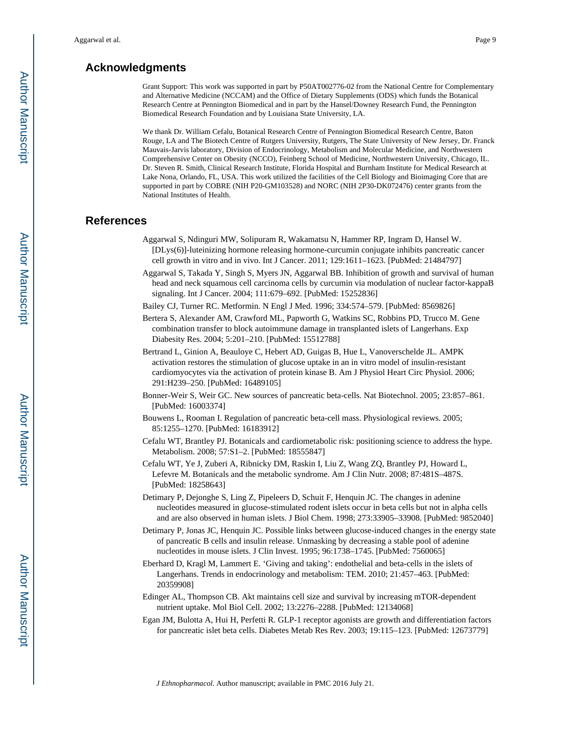## Acknowledgments

Grant Support: This work was supported in part by P50AT002776-02 from the National Centre for Complementary and Alternative Medicine (NCCAM) and the Office of Dietary Supplements (ODS) which funds the Botanical Research Centre at Pennington Biomedical and in part by the Hansel/Downey Research Fund, the Pennington Biomedical Research Foundation and by Louisiana State University, LA.

We thank Dr. William Cefalu, Botanical Research Centre of Pennington Biomedical Research Centre, Baton Rouge, LA and The Biotech Centre of Rutgers University, Rutgers, The State University of New Jersey, Dr. Franck Mauvais-Jarvis laboratory, Division of Endocrinology, Metabolism and Molecular Medicine, and Northwestern Comprehensive Center on Obesity (NCCO), Feinberg School of Medicine, Northwestern University, Chicago, IL. Dr. Steven R. Smith, Clinical Research Institute, Florida Hospital and Burnham Institute for Medical Research at Lake Nona, Orlando, FL, USA. This work utilized the facilities of the Cell Biology and Bioimaging Core that are supported in part by COBRE (NIH P20-GM103528) and NORC (NIH 2P30-DK072476) center grants from the National Institutes of Health.

## References

Aggarwal S, Ndinguri MW, Solipuram R, Wakamatsu N, Hammer RP, Ingram D, Hansel W. [DLys(6)]-luteinizing hormone releasing hormone-curcumin conjugate inhibits pancreatic cancer cell growth in vitro and in vivo. Int J Cancer. 2011; 129:1611–1623. [PubMed: 21484797]

Aggarwal S, Takada Y, Singh S, Myers JN, Aggarwal BB. Inhibition of growth and survival of human head and neck squamous cell carcinoma cells by curcumin via modulation of nuclear factor-kappaB signaling. Int J Cancer. 2004; 111:679–692. [PubMed: 15252836]

Bailey CJ, Turner RC. Metformin. N Engl J Med. 1996; 334:574–579. [PubMed: 8569826]

Bertera S, Alexander AM, Crawford ML, Papworth G, Watkins SC, Robbins PD, Trucco M. Gene combination transfer to block autoimmune damage in transplanted islets of Langerhans. Exp Diabesity Res. 2004; 5:201–210. [PubMed: 15512788]

Bertrand L, Ginion A, Beauloye C, Hebert AD, Guigas B, Hue L, Vanoverschelde JL. AMPK activation restores the stimulation of glucose uptake in an in vitro model of insulin-resistant cardiomyocytes via the activation of protein kinase B. Am J Physiol Heart Circ Physiol. 2006; 291:H239–250. [PubMed: 16489105]

Bonner-Weir S, Weir GC. New sources of pancreatic beta-cells. Nat Biotechnol. 2005; 23:857–861. [PubMed: 16003374]

Bouwens L, Rooman I. Regulation of pancreatic beta-cell mass. Physiological reviews. 2005; 85:1255–1270. [PubMed: 16183912]

Cefalu WT, Brantley PJ. Botanicals and cardiometabolic risk: positioning science to address the hype. Metabolism. 2008; 57:S1–2. [PubMed: 18555847]

Cefalu WT, Ye J, Zuberi A, Ribnicky DM, Raskin I, Liu Z, Wang ZQ, Brantley PJ, Howard L, Lefevre M. Botanicals and the metabolic syndrome. Am J Clin Nutr. 2008; 87:481S–487S. [PubMed: 18258643]

Detimary P, Dejonghe S, Ling Z, Pipeleers D, Schuit F, Henquin JC. The changes in adenine nucleotides measured in glucose-stimulated rodent islets occur in beta cells but not in alpha cells and are also observed in human islets. J Biol Chem. 1998; 273:33905–33908. [PubMed: 9852040]

Detimary P, Jonas JC, Henquin JC. Possible links between glucose-induced changes in the energy state of pancreatic B cells and insulin release. Unmasking by decreasing a stable pool of adenine nucleotides in mouse islets. J Clin Invest. 1995; 96:1738–1745. [PubMed: 7560065]

Eberhard D, Kragl M, Lammert E. 'Giving and taking': endothelial and beta-cells in the islets of Langerhans. Trends in endocrinology and metabolism: TEM. 2010; 21:457–463. [PubMed: 20359908]

Edinger AL, Thompson CB. Akt maintains cell size and survival by increasing mTOR-dependent nutrient uptake. Mol Biol Cell. 2002; 13:2276–2288. [PubMed: 12134068]

Egan JM, Bulotta A, Hui H, Perfetti R. GLP-1 receptor agonists are growth and differentiation factors for pancreatic islet beta cells. Diabetes Metab Res Rev. 2003; 19:115–123. [PubMed: 12673779]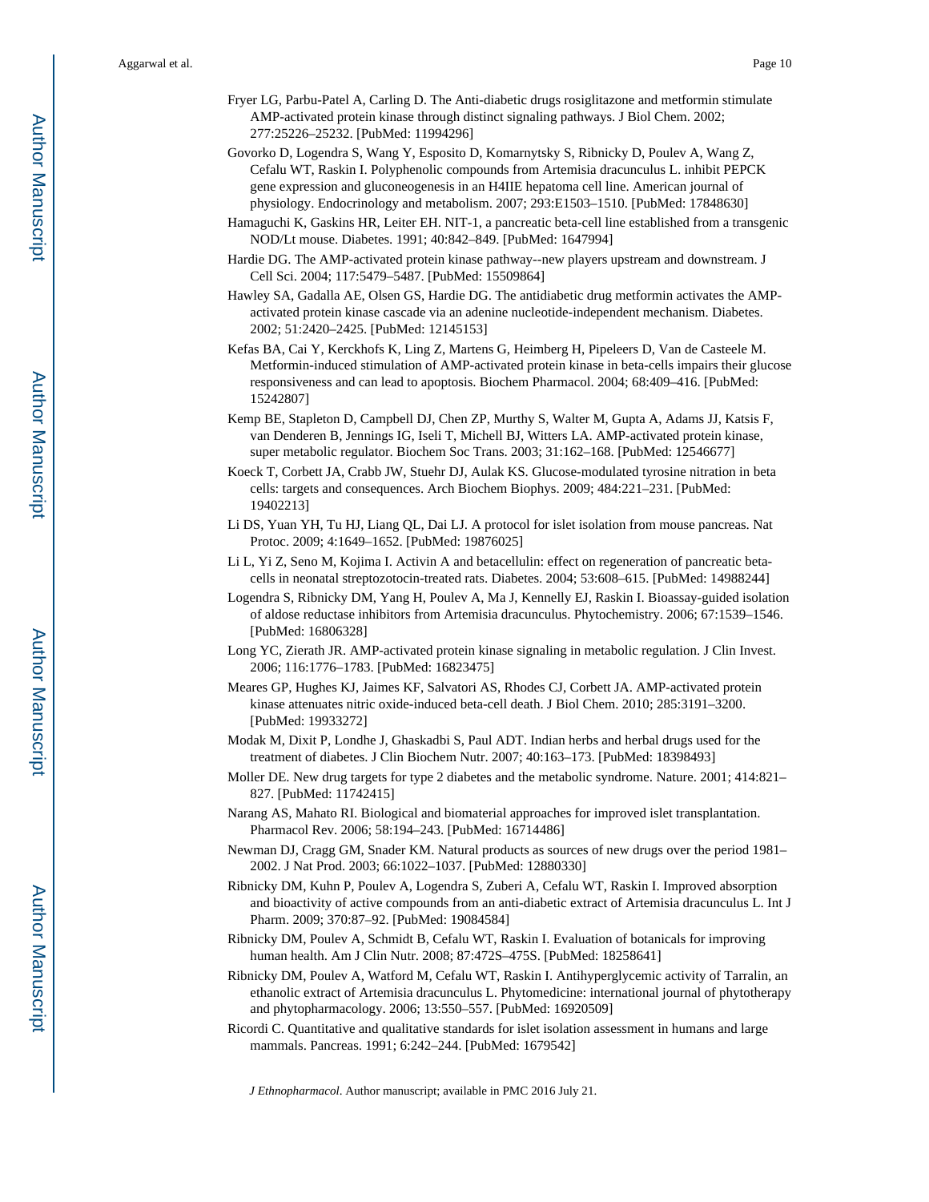Fryer LG, Parbu-Patel A, Carling D. The Anti-diabetic drugs rosiglitazone and metformin stimulate AMP-activated protein kinase through distinct signaling pathways. J Biol Chem. 2002; 277:25226–25232. [PubMed: 11994296]

Govorko D, Logendra S, Wang Y, Esposito D, Komarnytsky S, Ribnicky D, Poulev A, Wang Z, Cefalu WT, Raskin I. Polyphenolic compounds from Artemisia dracunculus L. inhibit PEPCK gene expression and gluconeogenesis in an H4IIE hepatoma cell line. American journal of physiology. Endocrinology and metabolism. 2007; 293:E1503–1510. [PubMed: 17848630]

Hamaguchi K, Gaskins HR, Leiter EH. NIT-1, a pancreatic beta-cell line established from a transgenic NOD/Lt mouse. Diabetes. 1991; 40:842–849. [PubMed: 1647994]

Hardie DG. The AMP-activated protein kinase pathway--new players upstream and downstream. J Cell Sci. 2004; 117:5479–5487. [PubMed: 15509864]

Hawley SA, Gadalla AE, Olsen GS, Hardie DG. The antidiabetic drug metformin activates the AMP-activated protein kinase cascade via an adenine nucleotide-independent mechanism. Diabetes. 2002; 51:2420–2425. [PubMed: 12145153]

Kefas BA, Cai Y, Kerckhofs K, Ling Z, Martens G, Heimberg H, Pipeleers D, Van de Casteele M. Metformin-induced stimulation of AMP-activated protein kinase in beta-cells impairs their glucose responsiveness and can lead to apoptosis. Biochem Pharmacol. 2004; 68:409–416. [PubMed: 15242807]

Kemp BE, Stapleton D, Campbell DJ, Chen ZP, Murthy S, Walter M, Gupta A, Adams JJ, Katsis F, van Denderen B, Jennings IG, Iseli T, Michell BJ, Witters LA. AMP-activated protein kinase, super metabolic regulator. Biochem Soc Trans. 2003; 31:162–168. [PubMed: 12546677]

Koeck T, Corbett JA, Crabb JW, Stuehr DJ, Aulak KS. Glucose-modulated tyrosine nitration in beta cells: targets and consequences. Arch Biochem Biophys. 2009; 484:221–231. [PubMed: 19402213]

Li DS, Yuan YH, Tu HJ, Liang QL, Dai LJ. A protocol for islet isolation from mouse pancreas. Nat Protoc. 2009; 4:1649–1652. [PubMed: 19876025]

Li L, Yi Z, Seno M, Kojima I. Activin A and betacellulin: effect on regeneration of pancreatic beta-cells in neonatal streptozotocin-treated rats. Diabetes. 2004; 53:608–615. [PubMed: 14988244]

Logendra S, Ribnicky DM, Yang H, Poulev A, Ma J, Kennelly EJ, Raskin I. Bioassay-guided isolation of aldose reductase inhibitors from Artemisia dracunculus. Phytochemistry. 2006; 67:1539–1546. [PubMed: 16806328]

Long YC, Zierath JR. AMP-activated protein kinase signaling in metabolic regulation. J Clin Invest. 2006; 116:1776–1783. [PubMed: 16823475]

Meares GP, Hughes KJ, Jaimes KF, Salvatori AS, Rhodes CJ, Corbett JA. AMP-activated protein kinase attenuates nitric oxide-induced beta-cell death. J Biol Chem. 2010; 285:3191–3200. [PubMed: 19933272]

Modak M, Dixit P, Londhe J, Ghaskadbi S, Paul ADT. Indian herbs and herbal drugs used for the treatment of diabetes. J Clin Biochem Nutr. 2007; 40:163–173. [PubMed: 18398493]

Moller DE. New drug targets for type 2 diabetes and the metabolic syndrome. Nature. 2001; 414:821–827. [PubMed: 11742415]

Narang AS, Mahato RI. Biological and biomaterial approaches for improved islet transplantation. Pharmacol Rev. 2006; 58:194–243. [PubMed: 16714486]

Newman DJ, Cragg GM, Snader KM. Natural products as sources of new drugs over the period 1981–2002. J Nat Prod. 2003; 66:1022–1037. [PubMed: 12880330]

Ribnicky DM, Kuhn P, Poulev A, Logendra S, Zuberi A, Cefalu WT, Raskin I. Improved absorption and bioactivity of active compounds from an anti-diabetic extract of Artemisia dracunculus L. Int J Pharm. 2009; 370:87–92. [PubMed: 19084584]

Ribnicky DM, Poulev A, Schmidt B, Cefalu WT, Raskin I. Evaluation of botanicals for improving human health. Am J Clin Nutr. 2008; 87:472S–475S. [PubMed: 18258641]

Ribnicky DM, Poulev A, Watford M, Cefalu WT, Raskin I. Antihyperglycemic activity of Tarralin, an ethanolic extract of Artemisia dracunculus L. Phytomedicine: international journal of phytotherapy and phytopharmacology. 2006; 13:550–557. [PubMed: 16920509]

Ricordi C. Quantitative and qualitative standards for islet isolation assessment in humans and large mammals. Pancreas. 1991; 6:242–244. [PubMed: 1679542]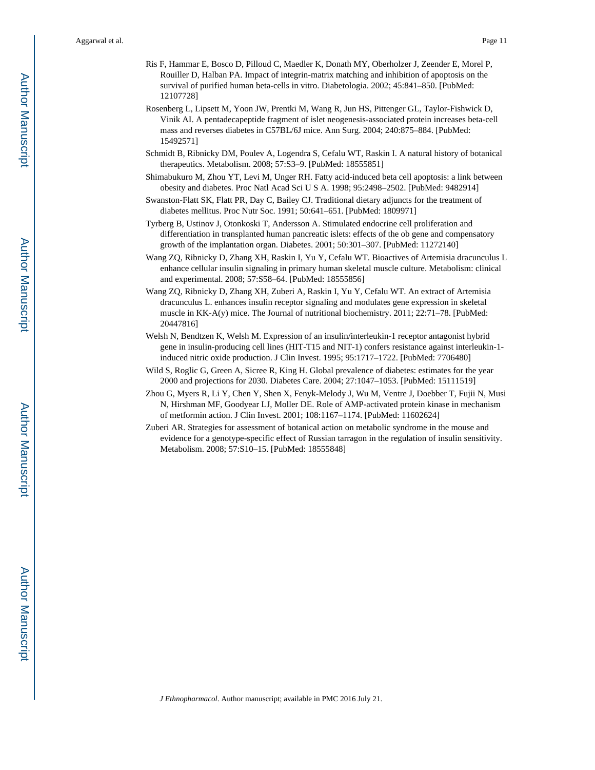Ris F, Hammar E, Bosco D, Pilloud C, Maedler K, Donath MY, Oberholzer J, Zeender E, Morel P, Rouiller D, Halban PA. Impact of integrin-matrix matching and inhibition of apoptosis on the survival of purified human beta-cells in vitro. Diabetologia. 2002; 45:841–850. [PubMed: 12107728]

Rosenberg L, Lipsett M, Yoon JW, Prentki M, Wang R, Jun HS, Pittenger GL, Taylor-Fishwick D, Vinik AI. A pentadecapeptide fragment of islet neogenesis-associated protein increases beta-cell mass and reverses diabetes in C57BL/6J mice. Ann Surg. 2004; 240:875–884. [PubMed: 15492571]

Schmidt B, Ribnicky DM, Poulev A, Logendra S, Cefalu WT, Raskin I. A natural history of botanical therapeutics. Metabolism. 2008; 57:S3–9. [PubMed: 18555851]

Shimabukuro M, Zhou YT, Levi M, Unger RH. Fatty acid-induced beta cell apoptosis: a link between obesity and diabetes. Proc Natl Acad Sci U S A. 1998; 95:2498–2502. [PubMed: 9482914]

Swanston-Flatt SK, Flatt PR, Day C, Bailey CJ. Traditional dietary adjuncts for the treatment of diabetes mellitus. Proc Nutr Soc. 1991; 50:641–651. [PubMed: 1809971]

Tyrberg B, Ustinov J, Otonkoski T, Andersson A. Stimulated endocrine cell proliferation and differentiation in transplanted human pancreatic islets: effects of the ob gene and compensatory growth of the implantation organ. Diabetes. 2001; 50:301–307. [PubMed: 11272140]

Wang ZQ, Ribnicky D, Zhang XH, Raskin I, Yu Y, Cefalu WT. Bioactives of Artemisia dracunculus L enhance cellular insulin signaling in primary human skeletal muscle culture. Metabolism: clinical and experimental. 2008; 57:S58–64. [PubMed: 18555856]

Wang ZQ, Ribnicky D, Zhang XH, Zuberi A, Raskin I, Yu Y, Cefalu WT. An extract of Artemisia dracunculus L. enhances insulin receptor signaling and modulates gene expression in skeletal muscle in KK-A(y) mice. The Journal of nutritional biochemistry. 2011; 22:71–78. [PubMed: 20447816]

Welsh N, Bendtzen K, Welsh M. Expression of an insulin/interleukin-1 receptor antagonist hybrid gene in insulin-producing cell lines (HIT-T15 and NIT-1) confers resistance against interleukin-1-induced nitric oxide production. J Clin Invest. 1995; 95:1717–1722. [PubMed: 7706480]

Wild S, Roglic G, Green A, Sicree R, King H. Global prevalence of diabetes: estimates for the year 2000 and projections for 2030. Diabetes Care. 2004; 27:1047–1053. [PubMed: 15111519]

Zhou G, Myers R, Li Y, Chen Y, Shen X, Fenyk-Melody J, Wu M, Ventre J, Doebber T, Fujii N, Musi N, Hirshman MF, Goodyear LJ, Moller DE. Role of AMP-activated protein kinase in mechanism of metformin action. J Clin Invest. 2001; 108:1167–1174. [PubMed: 11602624]

Zuberi AR. Strategies for assessment of botanical action on metabolic syndrome in the mouse and evidence for a genotype-specific effect of Russian tarragon in the regulation of insulin sensitivity. Metabolism. 2008; 57:S10–15. [PubMed: 18555848]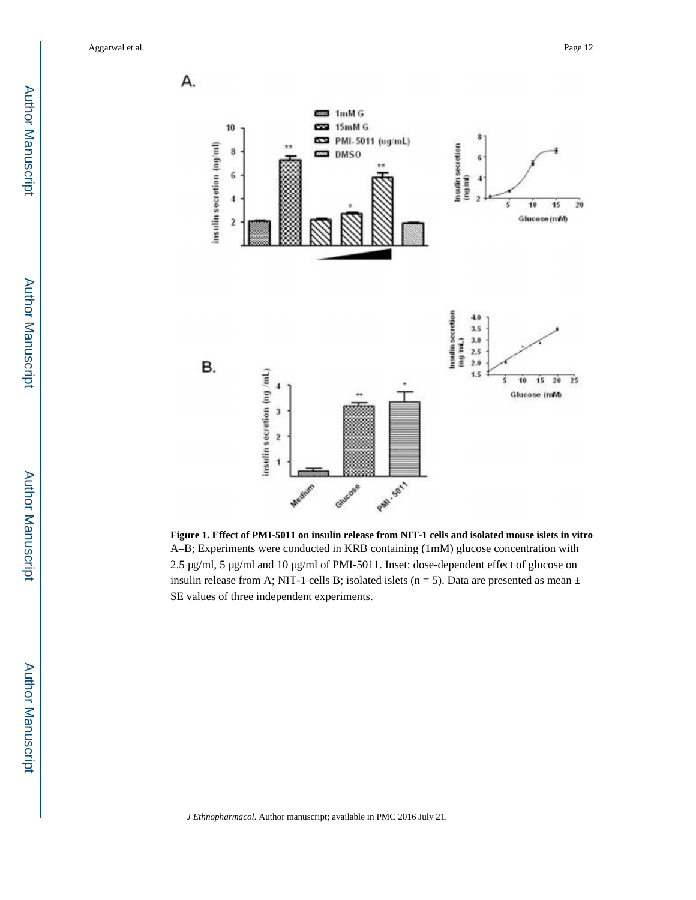**Figure 1. Effect of PMI-5011 on insulin release from NIT-1 cells and isolated mouse islets in vitro**

A–B; Experiments were conducted in KRB containing (1mM) glucose concentration with 2.5 μg/ml, 5 μg/ml and 10 μg/ml of PMI-5011. Inset: dose-dependent effect of glucose on insulin release from A; NIT-1 cells B; isolated islets (n = 5). Data are presented as mean ± SE values of three independent experiments.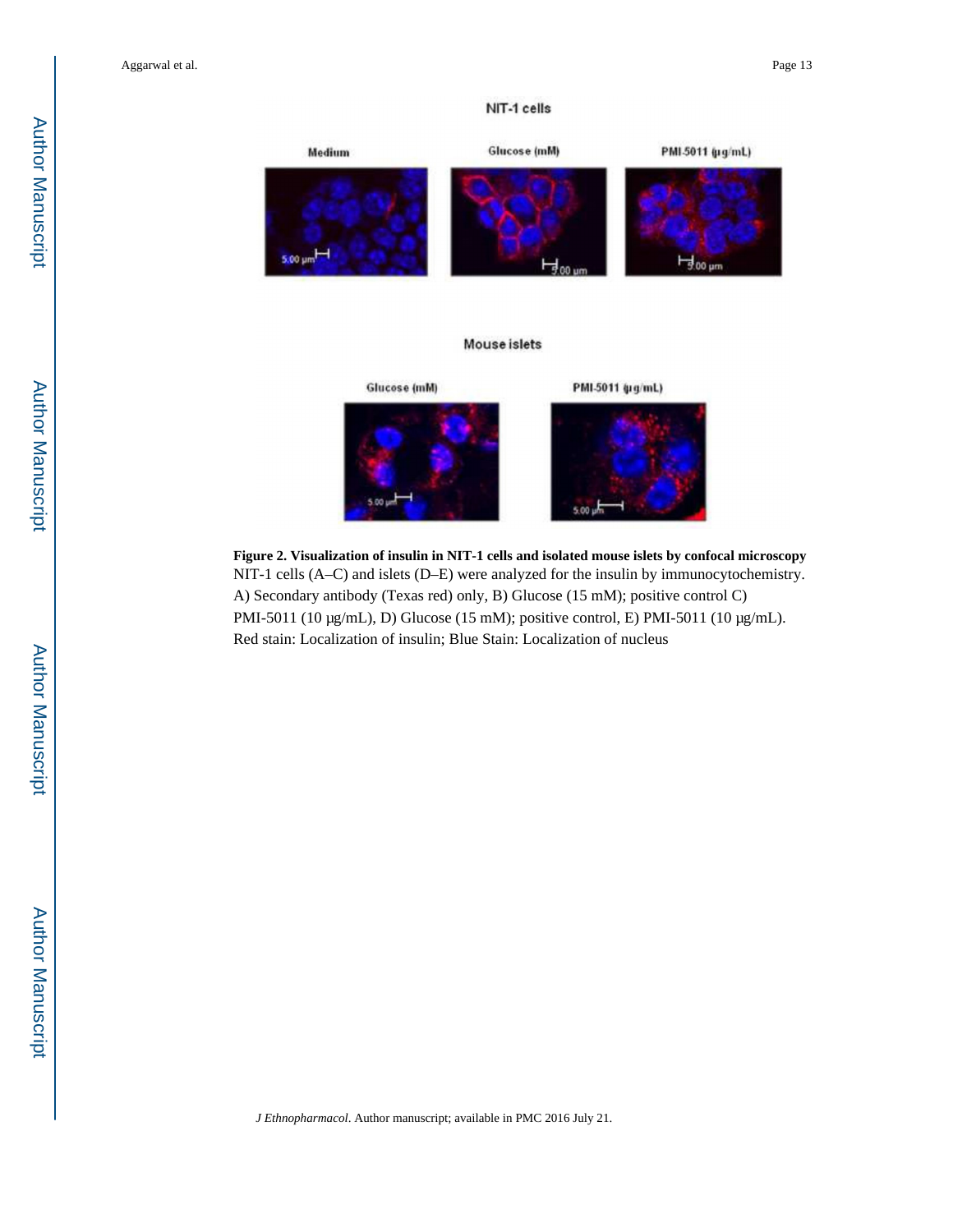**Figure 2. Visualization of insulin in NIT-1 cells and isolated mouse islets by confocal microscopy**

NIT-1 cells (A–C) and islets (D–E) were analyzed for the insulin by immunocytochemistry. A) Secondary antibody (Texas red) only, B) Glucose (15 mM); positive control C) PMI-5011 (10 μg/mL), D) Glucose (15 mM); positive control, E) PMI-5011 (10 μg/mL). Red stain: Localization of insulin; Blue Stain: Localization of nucleus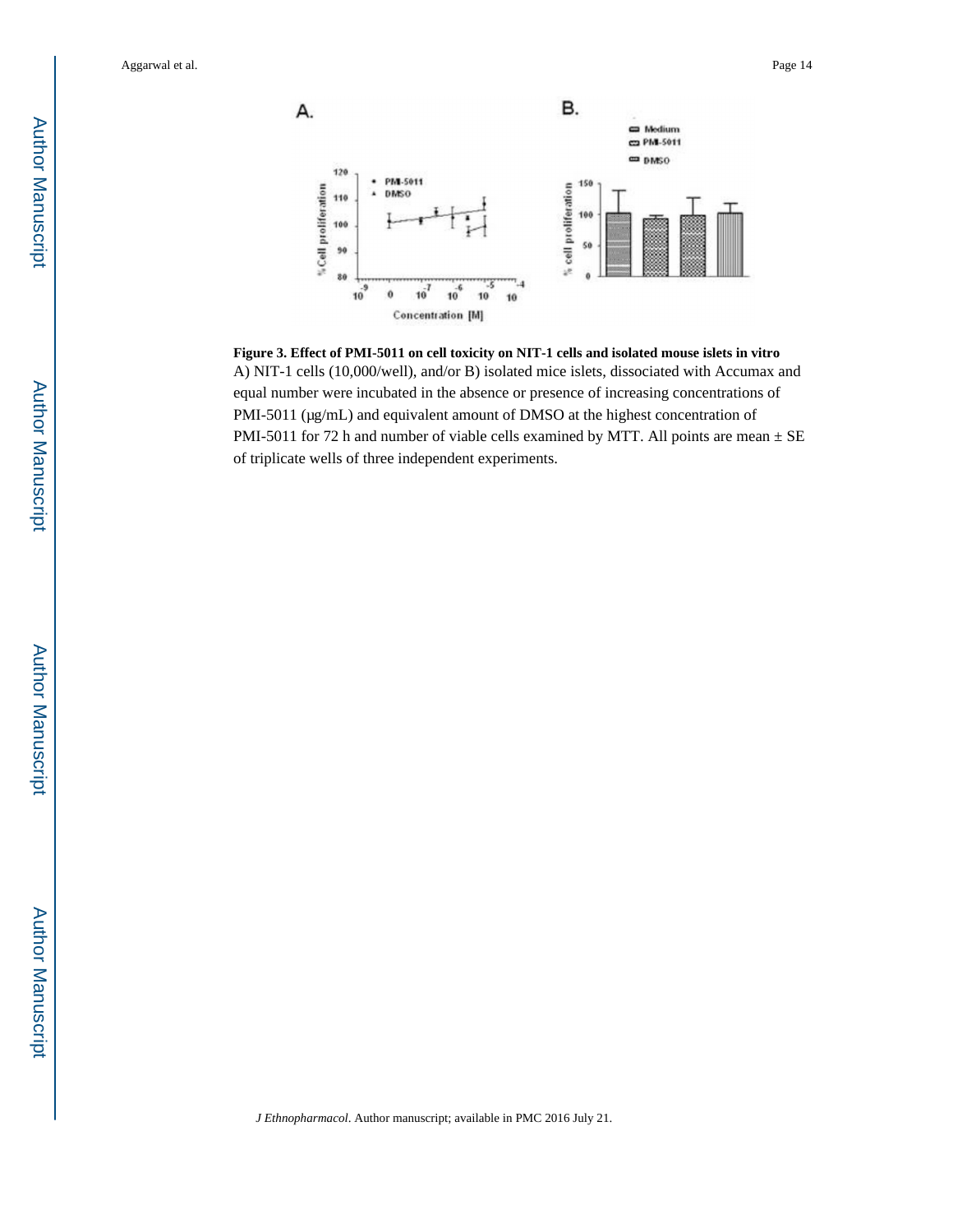**Figure 3. Effect of PMI-5011 on cell toxicity on NIT-1 cells and isolated mouse islets in vitro**

A) NIT-1 cells (10,000/well), and/or B) isolated mice islets, dissociated with Accumax and equal number were incubated in the absence or presence of increasing concentrations of PMI-5011 (μg/mL) and equivalent amount of DMSO at the highest concentration of PMI-5011 for 72 h and number of viable cells examined by MTT. All points are mean ± SE of triplicate wells of three independent experiments.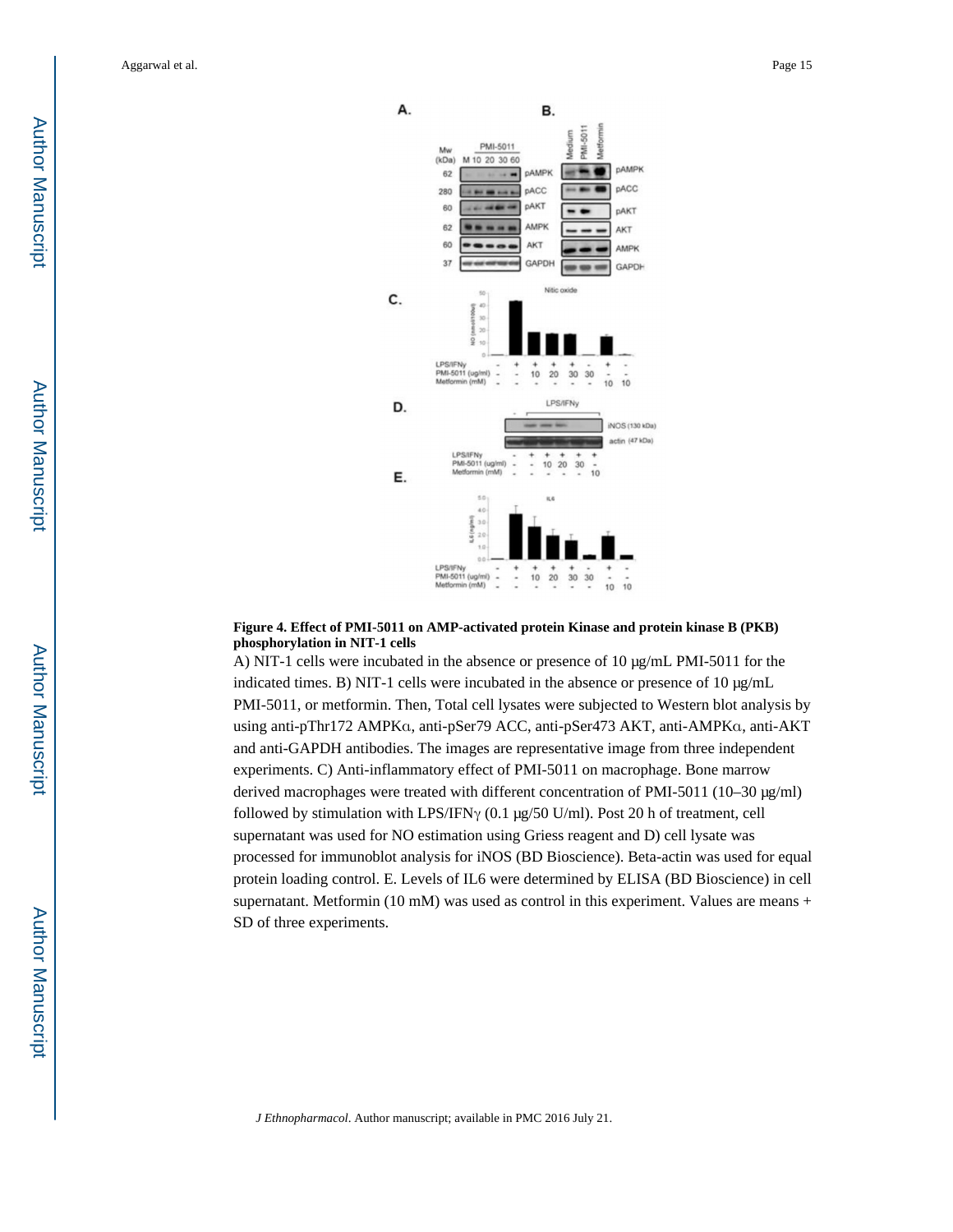**Figure 4. Effect of PMI-5011 on AMP-activated protein Kinase and protein kinase B (PKB) phosphorylation in NIT-1 cells**

A) NIT-1 cells were incubated in the absence or presence of 10 μg/mL PMI-5011 for the indicated times. B) NIT-1 cells were incubated in the absence or presence of 10 μg/mL PMI-5011, or metformin. Then, Total cell lysates were subjected to Western blot analysis by using anti-pThr172 AMPKα, anti-pSer79 ACC, anti-pSer473 AKT, anti-AMPKα, anti-AKT and anti-GAPDH antibodies. The images are representative image from three independent experiments. C) Anti-inflammatory effect of PMI-5011 on macrophage. Bone marrow derived macrophages were treated with different concentration of PMI-5011 (10–30 μg/ml) followed by stimulation with LPS/IFNγ (0.1 μg/50 U/ml). Post 20 h of treatment, cell supernatant was used for NO estimation using Griess reagent and D) cell lysate was processed for immunoblot analysis for iNOS (BD Bioscience). Beta-actin was used for equal protein loading control. E. Levels of IL6 were determined by ELISA (BD Bioscience) in cell supernatant. Metformin (10 mM) was used as control in this experiment. Values are means + SD of three experiments.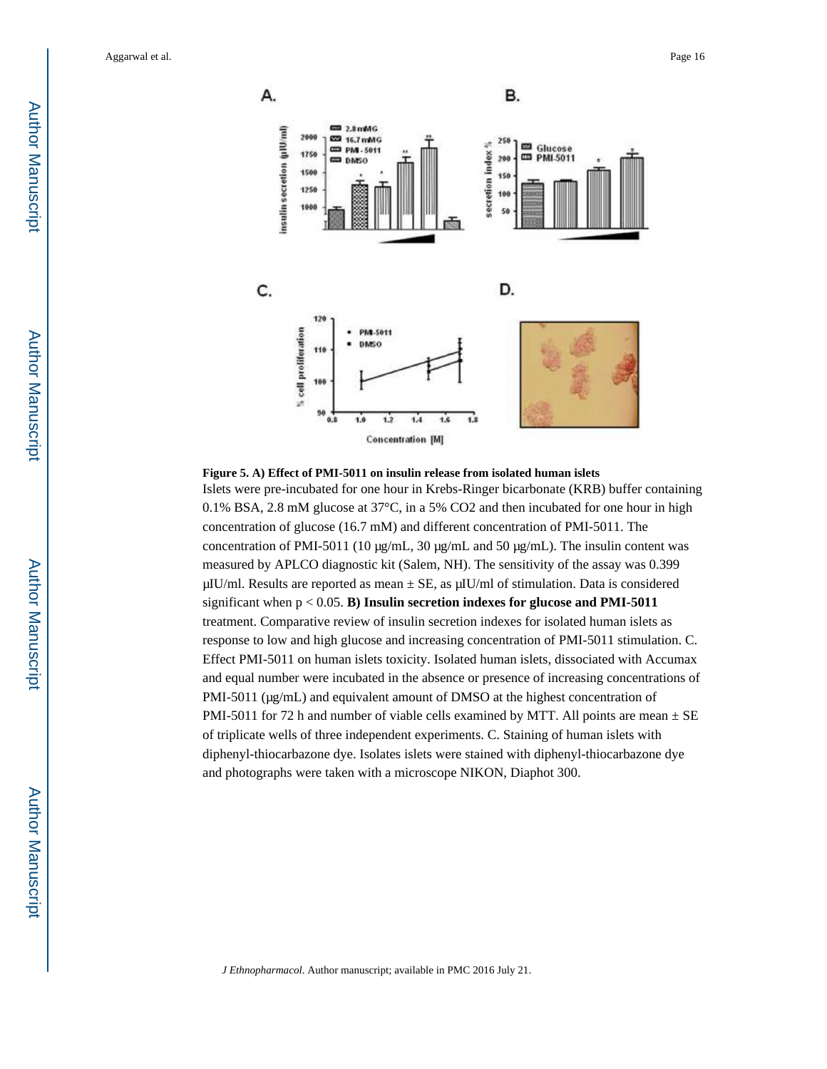**Figure 5. A) Effect of PMI-5011 on insulin release from isolated human islets**

Islets were pre-incubated for one hour in Krebs-Ringer bicarbonate (KRB) buffer containing 0.1% BSA, 2.8 mM glucose at 37°C, in a 5% $CO_2$ and then incubated for one hour in high concentration of glucose (16.7 mM) and different concentration of PMI-5011. The concentration of PMI-5011 (10 µg/mL, 30 µg/mL and 50 µg/mL). The insulin content was measured by APLCO diagnostic kit (Salem, NH). The sensitivity of the assay was 0.399 µIU/ml. Results are reported as mean ± SE, as µIU/ml of stimulation. Data is considered significant when $p < 0.05$. **B) Insulin secretion indexes for glucose and PMI-5011** treatment. Comparative review of insulin secretion indexes for isolated human islets as response to low and high glucose and increasing concentration of PMI-5011 stimulation. C. Effect PMI-5011 on human islets toxicity. Isolated human islets, dissociated with Accumax and equal number were incubated in the absence or presence of increasing concentrations of PMI-5011 (µg/mL) and equivalent amount of DMSO at the highest concentration of PMI-5011 for 72 h and number of viable cells examined by MTT. All points are mean ± SE of triplicate wells of three independent experiments. C. Staining of human islets with diphenyl-thiocarbazone dye. Isolates islets were stained with diphenyl-thiocarbazone dye and photographs were taken with a microscope NIKON, Diaphot 300.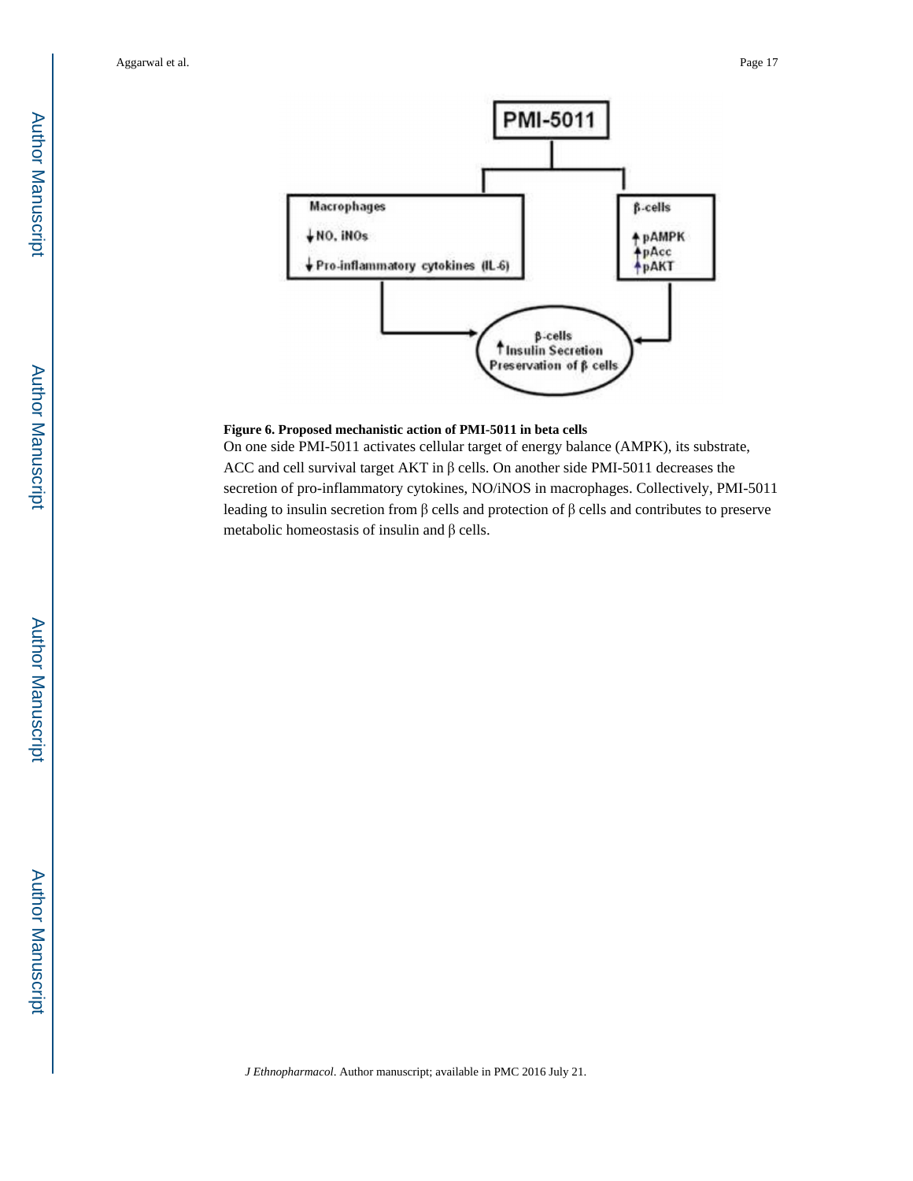PMI-5011

Macrophages

↓NO, iNOs

↓Pro-inflammatory cytokines (IL-6)

β-cells

↑pAMPK

↑pAcc

↑pAKT

β-cells

↑Insulin Secretion

Preservation of β cells

**Figure 6. Proposed mechanistic action of PMI-5011 in beta cells**

On one side PMI-5011 activates cellular target of energy balance (AMPK), its substrate, ACC and cell survival target AKT in β cells. On another side PMI-5011 decreases the secretion of pro-inflammatory cytokines, NO/iNOS in macrophages. Collectively, PMI-5011 leading to insulin secretion from β cells and protection of β cells and contributes to preserve metabolic homeostasis of insulin and β cells.